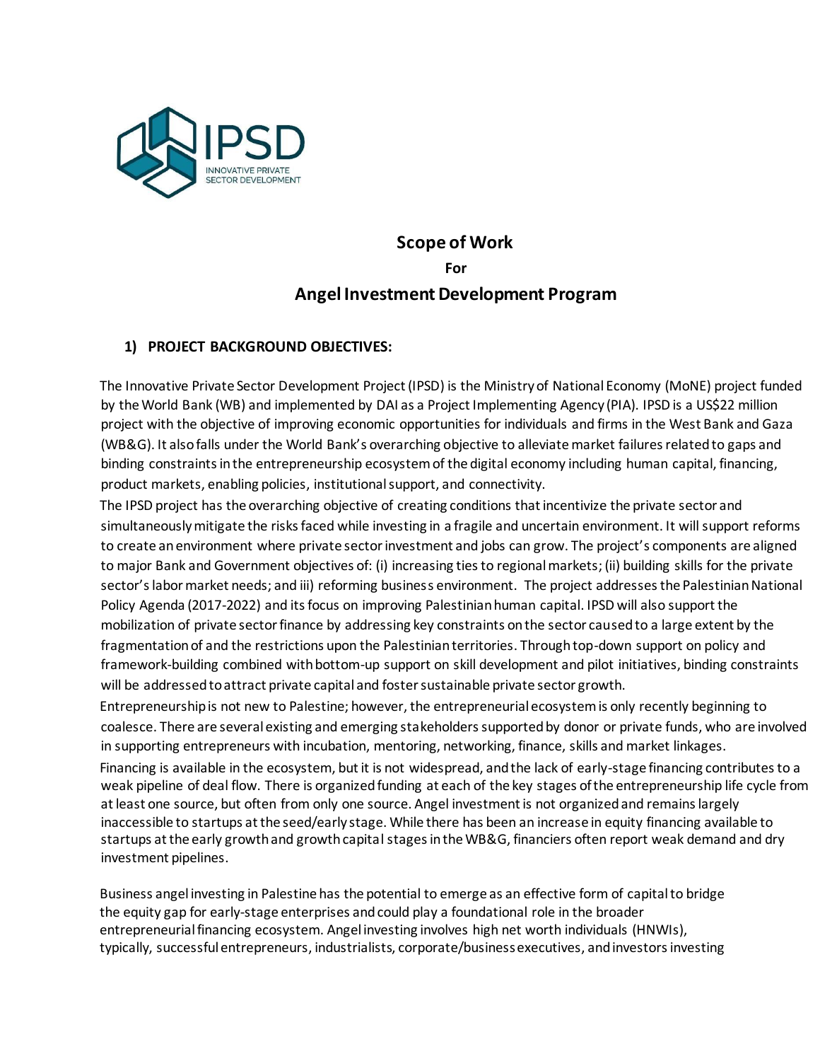# Scope of Work

**For**

## Angel Investment Development Program

### 1) PROJECT BACKGROUND OBJECTIVES:

The Innovative Private Sector Development Project (IPSD) is the Ministry of National Economy (MoNE) project funded by the World Bank (WB) and implemented by DAI as a Project Implementing Agency (PIA). IPSD is a US$22 million project with the objective of improving economic opportunities for individuals and firms in the West Bank and Gaza (WB&G). It also falls under the World Bank's overarching objective to alleviate market failures related to gaps and binding constraints in the entrepreneurship ecosystem of the digital economy including human capital, financing, product markets, enabling policies, institutional support, and connectivity.

The IPSD project has the overarching objective of creating conditions that incentivize the private sector and simultaneously mitigate the risks faced while investing in a fragile and uncertain environment. It will support reforms to create an environment where private sector investment and jobs can grow. The project's components are aligned to major Bank and Government objectives of: (i) increasing ties to regional markets; (ii) building skills for the private sector's labor market needs; and iii) reforming business environment. The project addresses the Palestinian National Policy Agenda (2017-2022) and its focus on improving Palestinian human capital. IPSD will also support the mobilization of private sector finance by addressing key constraints on the sector caused to a large extent by the fragmentation of and the restrictions upon the Palestinian territories. Through top-down support on policy and framework-building combined with bottom-up support on skill development and pilot initiatives, binding constraints will be addressed to attract private capital and foster sustainable private sector growth.

Entrepreneurship is not new to Palestine; however, the entrepreneurial ecosystem is only recently beginning to coalesce. There are several existing and emerging stakeholders supported by donor or private funds, who are involved in supporting entrepreneurs with incubation, mentoring, networking, finance, skills and market linkages.

Financing is available in the ecosystem, but it is not widespread, and the lack of early-stage financing contributes to a weak pipeline of deal flow. There is organized funding at each of the key stages of the entrepreneurship life cycle from at least one source, but often from only one source. Angel investment is not organized and remains largely inaccessible to startups at the seed/early stage. While there has been an increase in equity financing available to startups at the early growth and growth capital stages in the WB&G, financiers often report weak demand and dry investment pipelines.

Business angel investing in Palestine has the potential to emerge as an effective form of capital to bridge the equity gap for early-stage enterprises and could play a foundational role in the broader entrepreneurial financing ecosystem. Angel investing involves high net worth individuals (HNWIs), typically, successful entrepreneurs, industrialists, corporate/business executives, and investors investing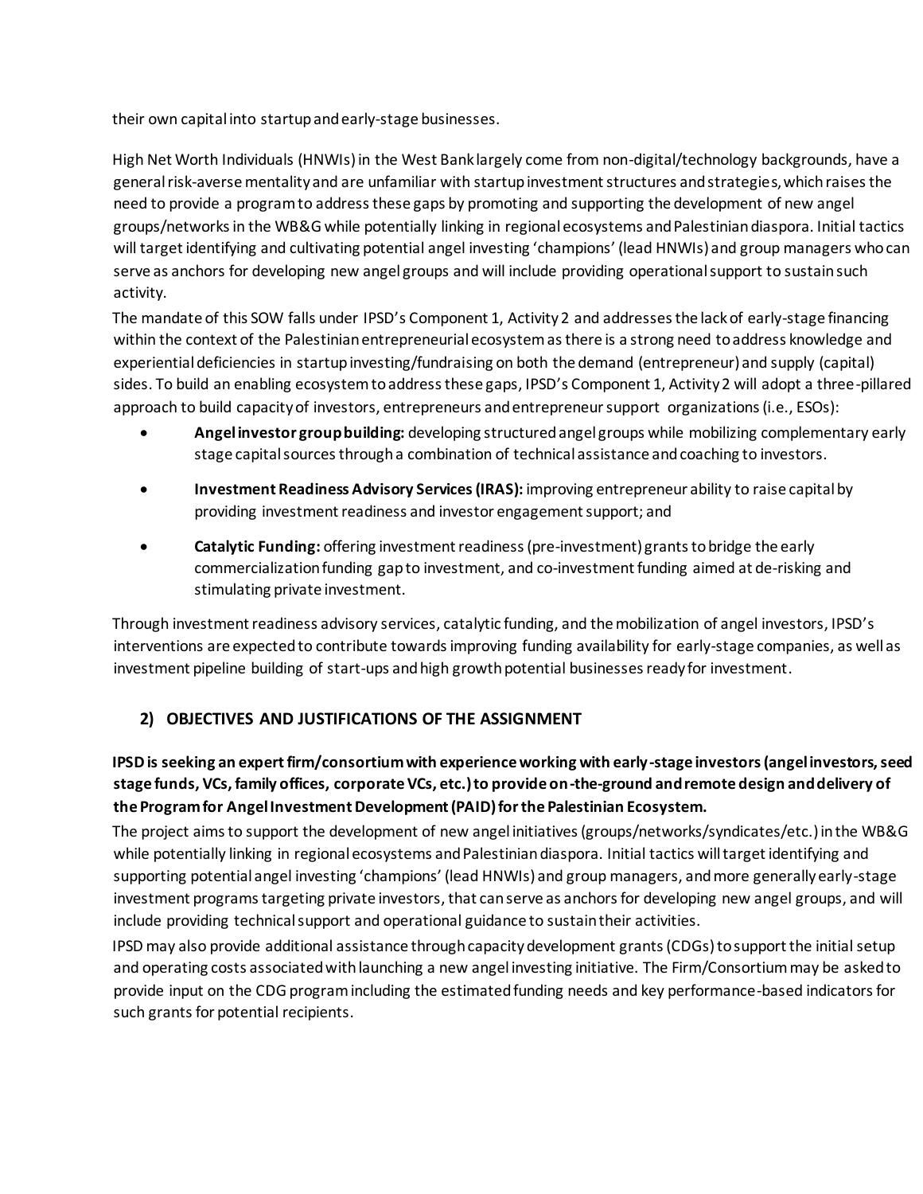their own capital into startup and early-stage businesses.

High Net Worth Individuals (HNWIs) in the West Bank largely come from non-digital/technology backgrounds, have a general risk-averse mentality and are unfamiliar with startup investment structures and strategies, which raises the need to provide a program to address these gaps by promoting and supporting the development of new angel groups/networks in the WB&G while potentially linking in regional ecosystems and Palestinian diaspora. Initial tactics will target identifying and cultivating potential angel investing 'champions' (lead HNWIs) and group managers who can serve as anchors for developing new angel groups and will include providing operational support to sustain such activity.

The mandate of this SOW falls under IPSD's Component 1, Activity 2 and addresses the lack of early-stage financing within the context of the Palestinian entrepreneurial ecosystem as there is a strong need to address knowledge and experiential deficiencies in startup investing/fundraising on both the demand (entrepreneur) and supply (capital) sides. To build an enabling ecosystem to address these gaps, IPSD's Component 1, Activity 2 will adopt a three-pillared approach to build capacity of investors, entrepreneurs and entrepreneur support organizations (i.e., ESOs):

- **Angel investor group building:** developing structured angel groups while mobilizing complementary early stage capital sources through a combination of technical assistance and coaching to investors.
- **Investment Readiness Advisory Services (IRAS):** improving entrepreneur ability to raise capital by providing investment readiness and investor engagement support; and
- **Catalytic Funding:** offering investment readiness (pre-investment) grants to bridge the early commercialization funding gap to investment, and co-investment funding aimed at de-risking and stimulating private investment.

Through investment readiness advisory services, catalytic funding, and the mobilization of angel investors, IPSD's interventions are expected to contribute towards improving funding availability for early-stage companies, as well as investment pipeline building of start-ups and high growth potential businesses ready for investment.

## 2) OBJECTIVES AND JUSTIFICATIONS OF THE ASSIGNMENT

**IPSD is seeking an expert firm/consortium with experience working with early-stage investors (angel investors, seed stage funds, VCs, family offices, corporate VCs, etc.) to provide on-the-ground and remote design and delivery of the Program for Angel Investment Development (PAID) for the Palestinian Ecosystem.**

The project aims to support the development of new angel initiatives (groups/networks/syndicates/etc.) in the WB&G while potentially linking in regional ecosystems and Palestinian diaspora. Initial tactics will target identifying and supporting potential angel investing 'champions' (lead HNWIs) and group managers, and more generally early-stage investment programs targeting private investors, that can serve as anchors for developing new angel groups, and will include providing technical support and operational guidance to sustain their activities.

IPSD may also provide additional assistance through capacity development grants (CDGs) to support the initial setup and operating costs associated with launching a new angel investing initiative. The Firm/Consortium may be asked to provide input on the CDG program including the estimated funding needs and key performance-based indicators for such grants for potential recipients.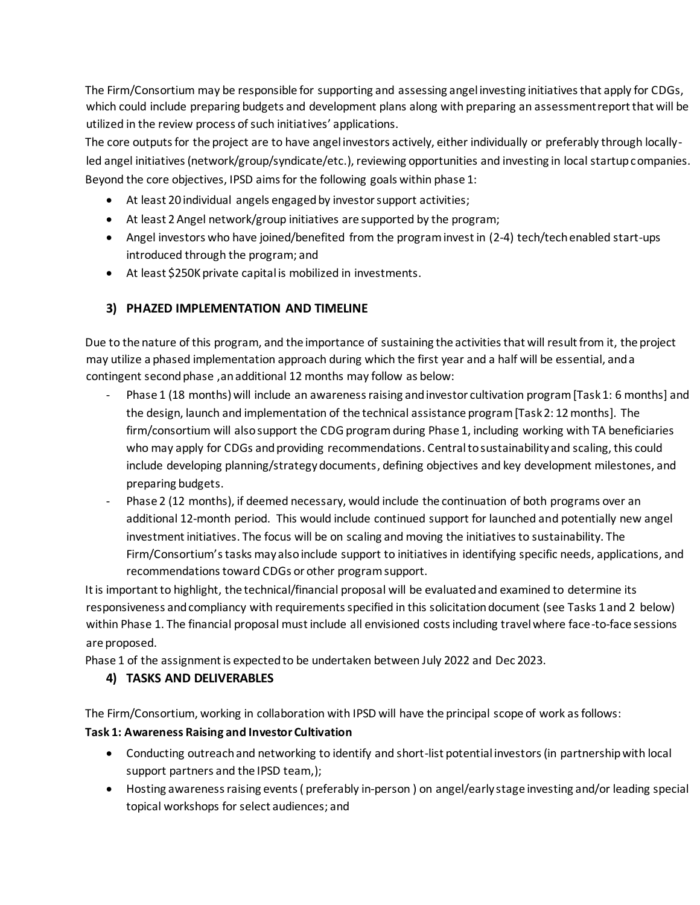The Firm/Consortium may be responsible for supporting and assessing angel investing initiatives that apply for CDGs, which could include preparing budgets and development plans along with preparing an assessment report that will be utilized in the review process of such initiatives' applications.

The core outputs for the project are to have angel investors actively, either individually or preferably through locally-led angel initiatives (network/group/syndicate/etc.), reviewing opportunities and investing in local startup companies. Beyond the core objectives, IPSD aims for the following goals within phase 1:

- At least 20 individual angels engaged by investor support activities;
- At least 2 Angel network/group initiatives are supported by the program;
- Angel investors who have joined/benefited from the program invest in (2-4) tech/tech enabled start-ups introduced through the program; and
- At least $250K private capital is mobilized in investments.

## 3) PHAZED IMPLEMENTATION AND TIMELINE

Due to the nature of this program, and the importance of sustaining the activities that will result from it, the project may utilize a phased implementation approach during which the first year and a half will be essential, and a contingent second phase ,an additional 12 months may follow as below:

- Phase 1 (18 months) will include an awareness raising and investor cultivation program [Task 1: 6 months] and the design, launch and implementation of the technical assistance program [Task 2: 12 months]. The firm/consortium will also support the CDG program during Phase 1, including working with TA beneficiaries who may apply for CDGs and providing recommendations. Central to sustainability and scaling, this could include developing planning/strategy documents, defining objectives and key development milestones, and preparing budgets.
- Phase 2 (12 months), if deemed necessary, would include the continuation of both programs over an additional 12-month period. This would include continued support for launched and potentially new angel investment initiatives. The focus will be on scaling and moving the initiatives to sustainability. The Firm/Consortium's tasks may also include support to initiatives in identifying specific needs, applications, and recommendations toward CDGs or other program support.

It is important to highlight, the technical/financial proposal will be evaluated and examined to determine its responsiveness and compliancy with requirements specified in this solicitation document (see Tasks 1 and 2 below) within Phase 1. The financial proposal must include all envisioned costs including travel where face-to-face sessions are proposed.

Phase 1 of the assignment is expected to be undertaken between July 2022 and Dec 2023.

## 4) TASKS AND DELIVERABLES

The Firm/Consortium, working in collaboration with IPSD will have the principal scope of work as follows:

**Task 1: Awareness Raising and Investor Cultivation**

- Conducting outreach and networking to identify and short-list potential investors (in partnership with local support partners and the IPSD team,);
- Hosting awareness raising events ( preferably in-person ) on angel/early stage investing and/or leading special topical workshops for select audiences; and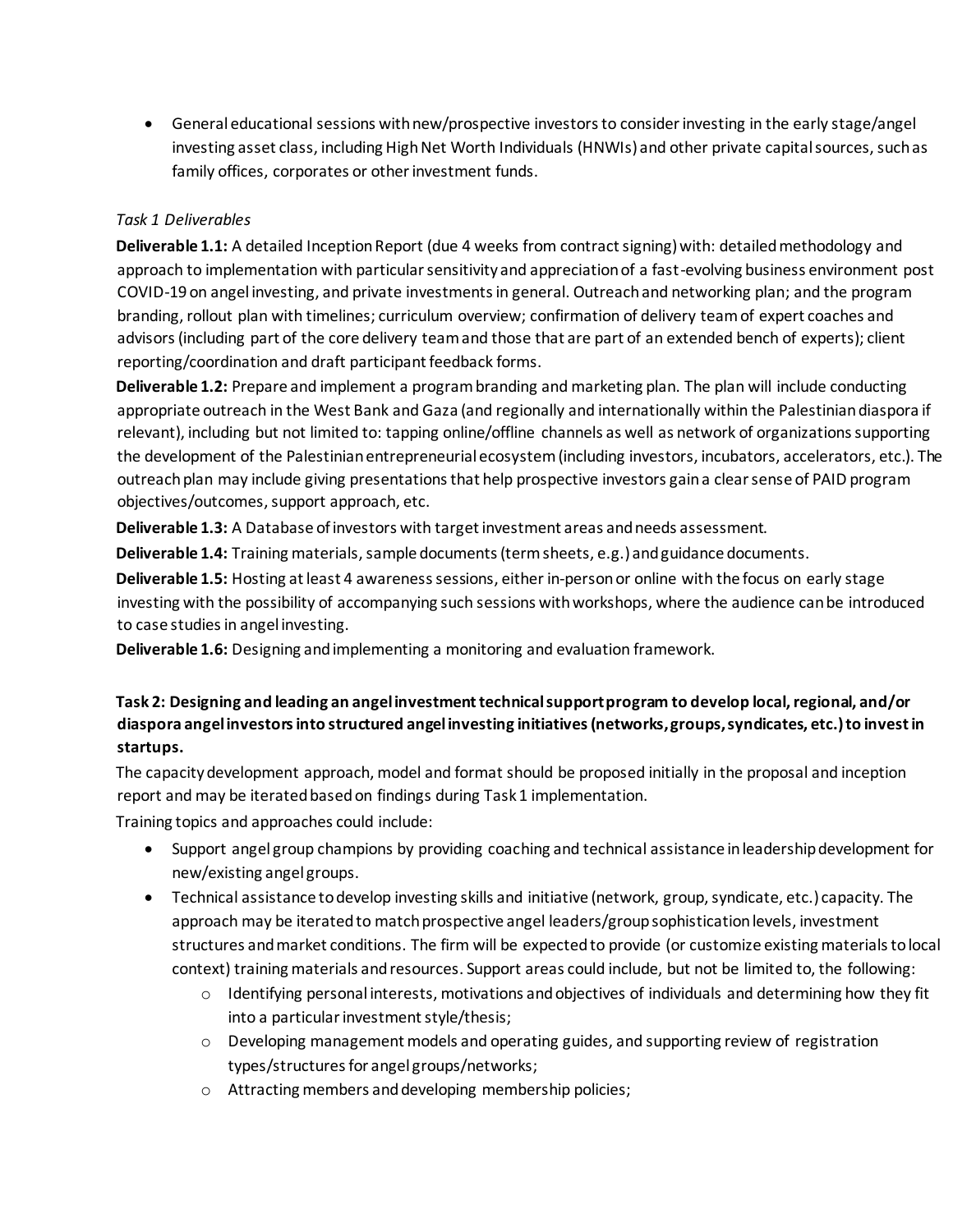- General educational sessions with new/prospective investors to consider investing in the early stage/angel investing asset class, including High Net Worth Individuals (HNWIs) and other private capital sources, such as family offices, corporates or other investment funds.

*Task 1 Deliverables*

**Deliverable 1.1:** A detailed Inception Report (due 4 weeks from contract signing) with: detailed methodology and approach to implementation with particular sensitivity and appreciation of a fast-evolving business environment post COVID-19 on angel investing, and private investments in general. Outreach and networking plan; and the program branding, rollout plan with timelines; curriculum overview; confirmation of delivery team of expert coaches and advisors (including part of the core delivery team and those that are part of an extended bench of experts); client reporting/coordination and draft participant feedback forms.

**Deliverable 1.2:** Prepare and implement a program branding and marketing plan. The plan will include conducting appropriate outreach in the West Bank and Gaza (and regionally and internationally within the Palestinian diaspora if relevant), including but not limited to: tapping online/offline channels as well as network of organizations supporting the development of the Palestinian entrepreneurial ecosystem (including investors, incubators, accelerators, etc.). The outreach plan may include giving presentations that help prospective investors gain a clear sense of PAID program objectives/outcomes, support approach, etc.

**Deliverable 1.3:** A Database of investors with target investment areas and needs assessment.

**Deliverable 1.4:** Training materials, sample documents (term sheets, e.g.) and guidance documents.

**Deliverable 1.5:** Hosting at least 4 awareness sessions, either in-person or online with the focus on early stage investing with the possibility of accompanying such sessions with workshops, where the audience can be introduced to case studies in angel investing.

**Deliverable 1.6:** Designing and implementing a monitoring and evaluation framework.

**Task 2: Designing and leading an angel investment technical support program to develop local, regional, and/or diaspora angel investors into structured angel investing initiatives (networks, groups, syndicates, etc.) to invest in startups.**

The capacity development approach, model and format should be proposed initially in the proposal and inception report and may be iterated based on findings during Task 1 implementation.

Training topics and approaches could include:

- Support angel group champions by providing coaching and technical assistance in leadership development for new/existing angel groups.
- Technical assistance to develop investing skills and initiative (network, group, syndicate, etc.) capacity. The approach may be iterated to match prospective angel leaders/group sophistication levels, investment structures and market conditions. The firm will be expected to provide (or customize existing materials to local context) training materials and resources. Support areas could include, but not be limited to, the following:
  - Identifying personal interests, motivations and objectives of individuals and determining how they fit into a particular investment style/thesis;
  - Developing management models and operating guides, and supporting review of registration types/structures for angel groups/networks;
  - Attracting members and developing membership policies;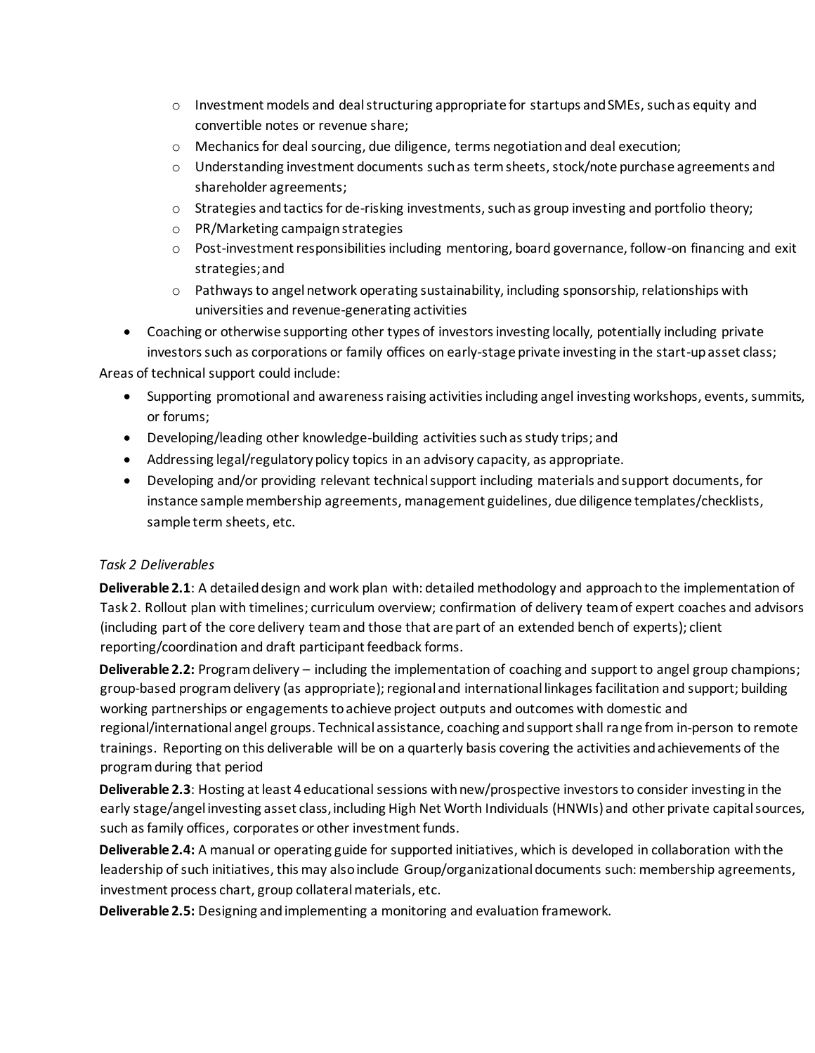- Investment models and deal structuring appropriate for startups and SMEs, such as equity and convertible notes or revenue share;
    - Mechanics for deal sourcing, due diligence, terms negotiation and deal execution;
    - Understanding investment documents such as term sheets, stock/note purchase agreements and shareholder agreements;
    - Strategies and tactics for de-risking investments, such as group investing and portfolio theory;
    - PR/Marketing campaign strategies
    - Post-investment responsibilities including mentoring, board governance, follow-on financing and exit strategies; and
    - Pathways to angel network operating sustainability, including sponsorship, relationships with universities and revenue-generating activities
- Coaching or otherwise supporting other types of investors investing locally, potentially including private investors such as corporations or family offices on early-stage private investing in the start-up asset class;

Areas of technical support could include:

- Supporting promotional and awareness raising activities including angel investing workshops, events, summits, or forums;
- Developing/leading other knowledge-building activities such as study trips; and
- Addressing legal/regulatory policy topics in an advisory capacity, as appropriate.
- Developing and/or providing relevant technical support including materials and support documents, for instance sample membership agreements, management guidelines, due diligence templates/checklists, sample term sheets, etc.

*Task 2 Deliverables*

**Deliverable 2.1**: A detailed design and work plan with: detailed methodology and approach to the implementation of Task 2. Rollout plan with timelines; curriculum overview; confirmation of delivery team of expert coaches and advisors (including part of the core delivery team and those that are part of an extended bench of experts); client reporting/coordination and draft participant feedback forms.

**Deliverable 2.2:** Program delivery – including the implementation of coaching and support to angel group champions; group-based program delivery (as appropriate); regional and international linkages facilitation and support; building working partnerships or engagements to achieve project outputs and outcomes with domestic and regional/international angel groups. Technical assistance, coaching and support shall range from in-person to remote trainings. Reporting on this deliverable will be on a quarterly basis covering the activities and achievements of the program during that period

**Deliverable 2.3**: Hosting at least 4 educational sessions with new/prospective investors to consider investing in the early stage/angel investing asset class, including High Net Worth Individuals (HNWIs) and other private capital sources, such as family offices, corporates or other investment funds.

**Deliverable 2.4:** A manual or operating guide for supported initiatives, which is developed in collaboration with the leadership of such initiatives, this may also include Group/organizational documents such: membership agreements, investment process chart, group collateral materials, etc.

**Deliverable 2.5:** Designing and implementing a monitoring and evaluation framework.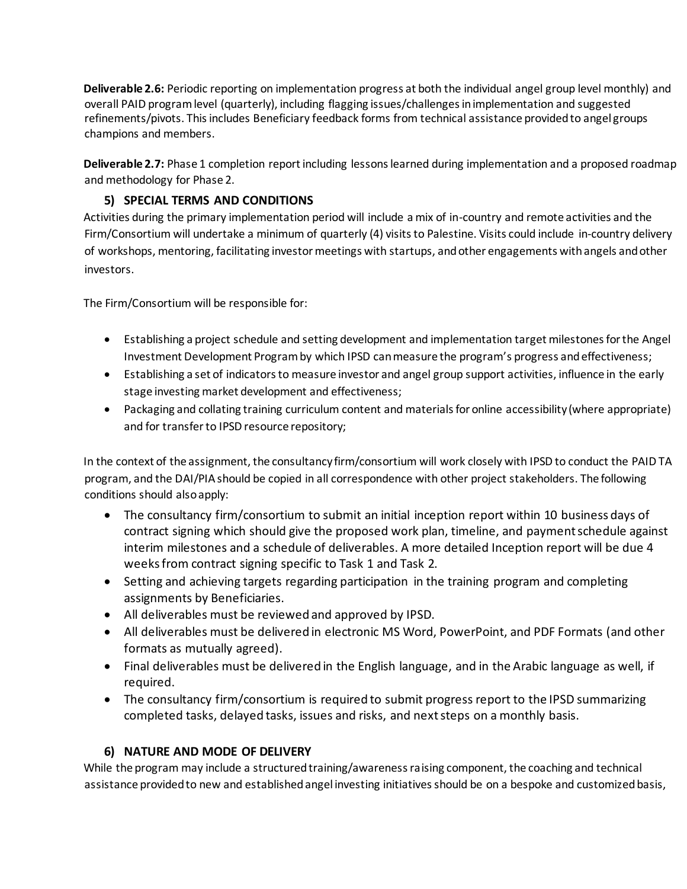**Deliverable 2.6:** Periodic reporting on implementation progress at both the individual angel group level monthly) and overall PAID program level (quarterly), including flagging issues/challenges in implementation and suggested refinements/pivots. This includes Beneficiary feedback forms from technical assistance provided to angel groups champions and members.

**Deliverable 2.7:** Phase 1 completion report including lessons learned during implementation and a proposed roadmap and methodology for Phase 2.

## 5) SPECIAL TERMS AND CONDITIONS

Activities during the primary implementation period will include a mix of in-country and remote activities and the Firm/Consortium will undertake a minimum of quarterly (4) visits to Palestine. Visits could include in-country delivery of workshops, mentoring, facilitating investor meetings with startups, and other engagements with angels and other investors.

The Firm/Consortium will be responsible for:

- Establishing a project schedule and setting development and implementation target milestones for the Angel Investment Development Program by which IPSD can measure the program's progress and effectiveness;
- Establishing a set of indicators to measure investor and angel group support activities, influence in the early stage investing market development and effectiveness;
- Packaging and collating training curriculum content and materials for online accessibility (where appropriate) and for transfer to IPSD resource repository;

In the context of the assignment, the consultancy firm/consortium will work closely with IPSD to conduct the PAID TA program, and the DAI/PIA should be copied in all correspondence with other project stakeholders. The following conditions should also apply:

- The consultancy firm/consortium to submit an initial inception report within 10 business days of contract signing which should give the proposed work plan, timeline, and payment schedule against interim milestones and a schedule of deliverables. A more detailed Inception report will be due 4 weeks from contract signing specific to Task 1 and Task 2.
- Setting and achieving targets regarding participation in the training program and completing assignments by Beneficiaries.
- All deliverables must be reviewed and approved by IPSD.
- All deliverables must be delivered in electronic MS Word, PowerPoint, and PDF Formats (and other formats as mutually agreed).
- Final deliverables must be delivered in the English language, and in the Arabic language as well, if required.
- The consultancy firm/consortium is required to submit progress report to the IPSD summarizing completed tasks, delayed tasks, issues and risks, and next steps on a monthly basis.

## 6) NATURE AND MODE OF DELIVERY

While the program may include a structured training/awareness raising component, the coaching and technical assistance provided to new and established angel investing initiatives should be on a bespoke and customized basis,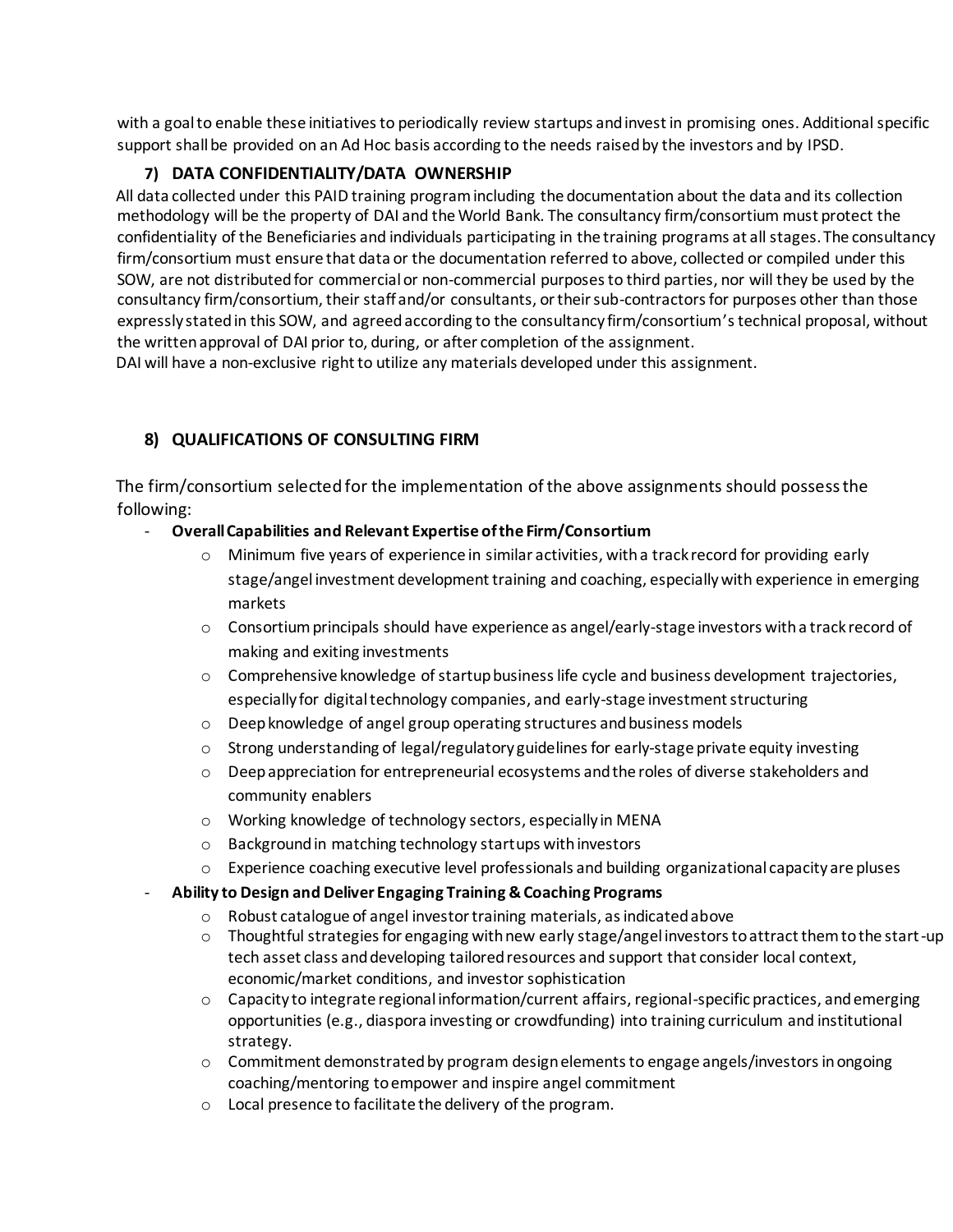with a goal to enable these initiatives to periodically review startups and invest in promising ones. Additional specific support shall be provided on an Ad Hoc basis according to the needs raised by the investors and by IPSD.

## 7) DATA CONFIDENTIALITY/DATA OWNERSHIP

All data collected under this PAID training program including the documentation about the data and its collection methodology will be the property of DAI and the World Bank. The consultancy firm/consortium must protect the confidentiality of the Beneficiaries and individuals participating in the training programs at all stages. The consultancy firm/consortium must ensure that data or the documentation referred to above, collected or compiled under this SOW, are not distributed for commercial or non-commercial purposes to third parties, nor will they be used by the consultancy firm/consortium, their staff and/or consultants, or their sub-contractors for purposes other than those expressly stated in this SOW, and agreed according to the consultancy firm/consortium's technical proposal, without the written approval of DAI prior to, during, or after completion of the assignment.

DAI will have a non-exclusive right to utilize any materials developed under this assignment.

## 8) QUALIFICATIONS OF CONSULTING FIRM

The firm/consortium selected for the implementation of the above assignments should possess the following:

- **Overall Capabilities and Relevant Expertise of the Firm/Consortium**
    - Minimum five years of experience in similar activities, with a track record for providing early stage/angel investment development training and coaching, especially with experience in emerging markets
    - Consortium principals should have experience as angel/early-stage investors with a track record of making and exiting investments
    - Comprehensive knowledge of startup business life cycle and business development trajectories, especially for digital technology companies, and early-stage investment structuring
    - Deep knowledge of angel group operating structures and business models
    - Strong understanding of legal/regulatory guidelines for early-stage private equity investing
    - Deep appreciation for entrepreneurial ecosystems and the roles of diverse stakeholders and community enablers
    - Working knowledge of technology sectors, especially in MENA
    - Background in matching technology startups with investors
    - Experience coaching executive level professionals and building organizational capacity are pluses
- **Ability to Design and Deliver Engaging Training & Coaching Programs**
    - Robust catalogue of angel investor training materials, as indicated above
    - Thoughtful strategies for engaging with new early stage/angel investors to attract them to the start-up tech asset class and developing tailored resources and support that consider local context, economic/market conditions, and investor sophistication
    - Capacity to integrate regional information/current affairs, regional-specific practices, and emerging opportunities (e.g., diaspora investing or crowdfunding) into training curriculum and institutional strategy.
    - Commitment demonstrated by program design elements to engage angels/investors in ongoing coaching/mentoring to empower and inspire angel commitment
    - Local presence to facilitate the delivery of the program.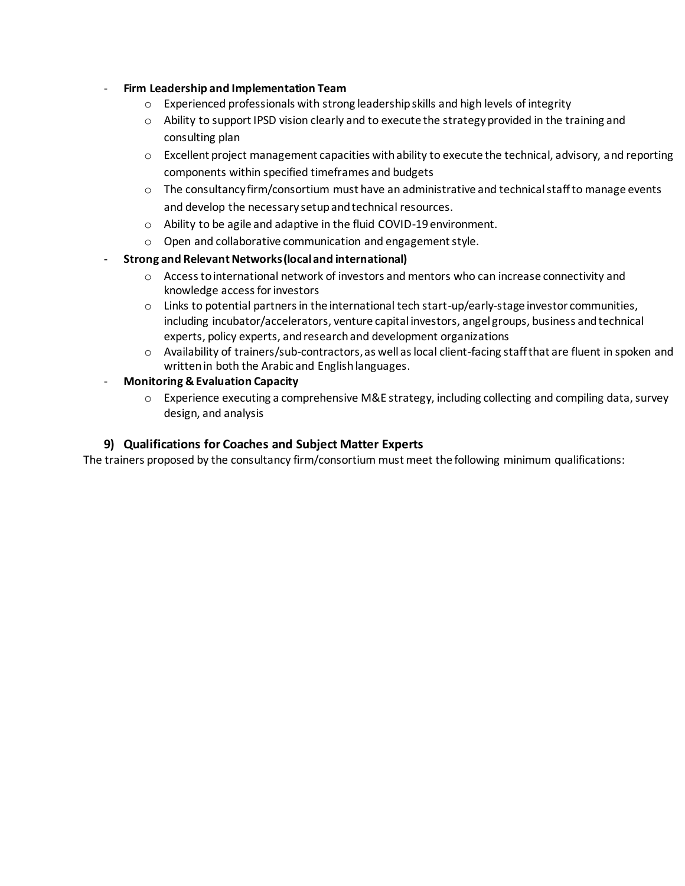- **Firm Leadership and Implementation Team**
    - Experienced professionals with strong leadership skills and high levels of integrity
    - Ability to support IPSD vision clearly and to execute the strategy provided in the training and consulting plan
    - Excellent project management capacities with ability to execute the technical, advisory, and reporting components within specified timeframes and budgets
    - The consultancy firm/consortium must have an administrative and technical staff to manage events and develop the necessary setup and technical resources.
    - Ability to be agile and adaptive in the fluid COVID-19 environment.
    - Open and collaborative communication and engagement style.
- **Strong and Relevant Networks (local and international)**
    - Access to international network of investors and mentors who can increase connectivity and knowledge access for investors
    - Links to potential partners in the international tech start-up/early-stage investor communities, including incubator/accelerators, venture capital investors, angel groups, business and technical experts, policy experts, and research and development organizations
    - Availability of trainers/sub-contractors, as well as local client-facing staff that are fluent in spoken and written in both the Arabic and English languages.
- **Monitoring & Evaluation Capacity**
    - Experience executing a comprehensive M&E strategy, including collecting and compiling data, survey design, and analysis

### 9) Qualifications for Coaches and Subject Matter Experts

The trainers proposed by the consultancy firm/consortium must meet the following minimum qualifications: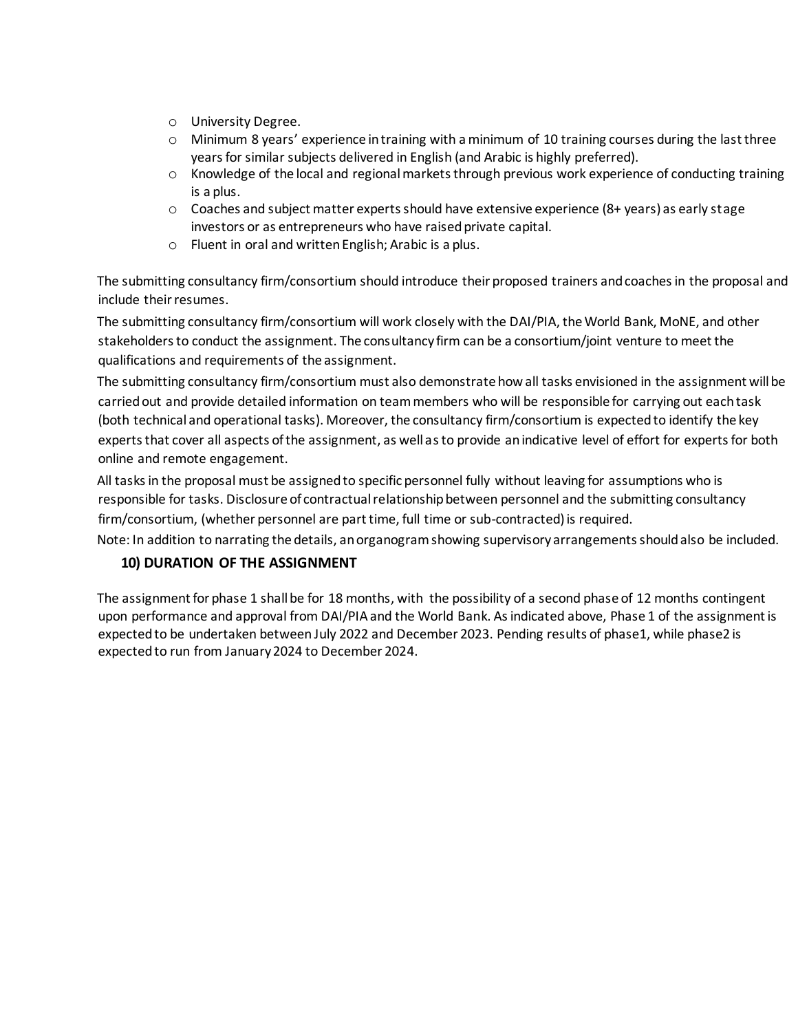- University Degree.
- Minimum 8 years' experience in training with a minimum of 10 training courses during the last three years for similar subjects delivered in English (and Arabic is highly preferred).
- Knowledge of the local and regional markets through previous work experience of conducting training is a plus.
- Coaches and subject matter experts should have extensive experience (8+ years) as early stage investors or as entrepreneurs who have raised private capital.
- Fluent in oral and written English; Arabic is a plus.

The submitting consultancy firm/consortium should introduce their proposed trainers and coaches in the proposal and include their resumes.

The submitting consultancy firm/consortium will work closely with the DAI/PIA, the World Bank, MoNE, and other stakeholders to conduct the assignment. The consultancy firm can be a consortium/joint venture to meet the qualifications and requirements of the assignment.

The submitting consultancy firm/consortium must also demonstrate how all tasks envisioned in the assignment will be carried out and provide detailed information on team members who will be responsible for carrying out each task (both technical and operational tasks). Moreover, the consultancy firm/consortium is expected to identify the key experts that cover all aspects of the assignment, as well as to provide an indicative level of effort for experts for both online and remote engagement.

All tasks in the proposal must be assigned to specific personnel fully without leaving for assumptions who is responsible for tasks. Disclosure of contractual relationship between personnel and the submitting consultancy firm/consortium, (whether personnel are part time, full time or sub-contracted) is required.

Note: In addition to narrating the details, an organogram showing supervisory arrangements should also be included.

## 10) DURATION OF THE ASSIGNMENT

The assignment for phase 1 shall be for 18 months, with the possibility of a second phase of 12 months contingent upon performance and approval from DAI/PIA and the World Bank. As indicated above, Phase 1 of the assignment is expected to be undertaken between July 2022 and December 2023. Pending results of phase1, while phase2 is expected to run from January 2024 to December 2024.